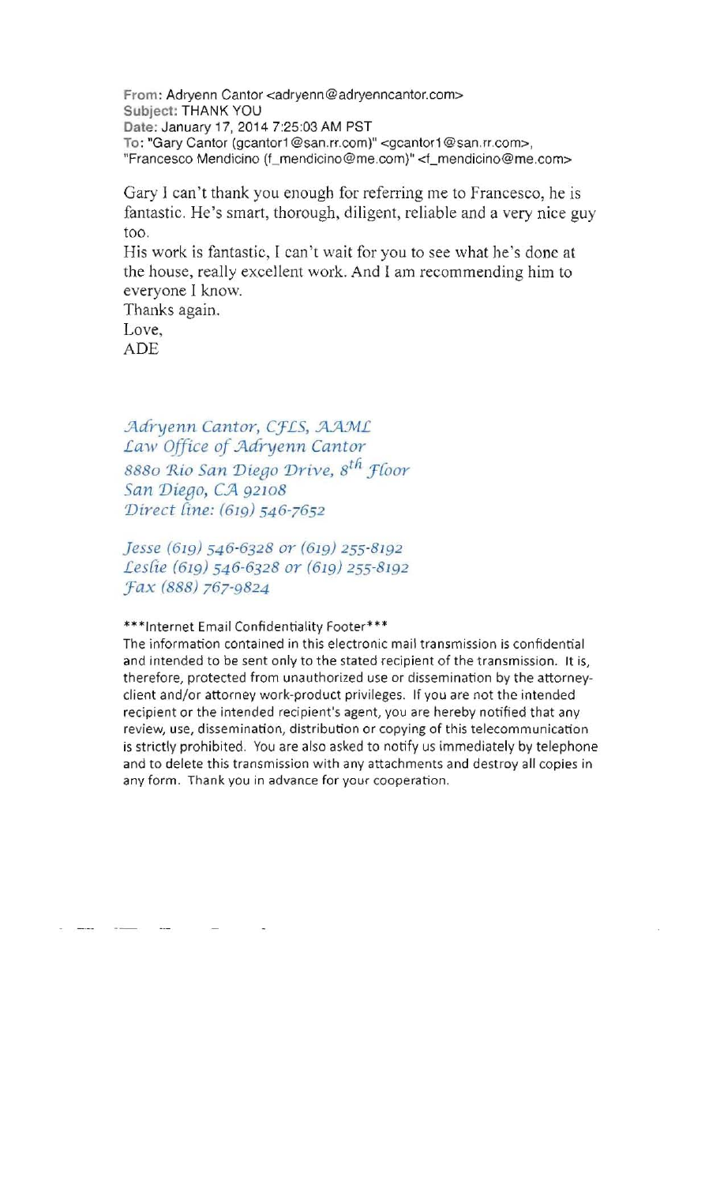**From:** Adryenn Cantor <adryenn@adryenncantor.com>
**Subject:** THANK YOU
**Date:** January 17, 2014 7:25:03 AM PST
**To:** "Gary Cantor (gcantor1@san.rr.com)" <gcantor1@san.rr.com>, "Francesco Mendicino (f_mendicino@me.com)" <f_mendicino@me.com>

Gary I can't thank you enough for referring me to Francesco, he is fantastic. He's smart, thorough, diligent, reliable and a very nice guy too.
His work is fantastic, I can't wait for you to see what he's done at the house, really excellent work. And I am recommending him to everyone I know.
Thanks again.
Love,
ADE

*Adryenn Cantor, CFLS, AAML*
*Law Office of Adryenn Cantor*
*8880 Rio San Diego Drive, 8th Floor*
*San Diego, CA 92108*
*Direct line: (619) 546-7652*

*Jesse (619) 546-6328 or (619) 255-8192*
*Leslie (619) 546-6328 or (619) 255-8192*
*Fax (888) 767-9824*

***Internet Email Confidentiality Footer***
The information contained in this electronic mail transmission is confidential and intended to be sent only to the stated recipient of the transmission. It is, therefore, protected from unauthorized use or dissemination by the attorney-client and/or attorney work-product privileges. If you are not the intended recipient or the intended recipient's agent, you are hereby notified that any review, use, dissemination, distribution or copying of this telecommunication is strictly prohibited. You are also asked to notify us immediately by telephone and to delete this transmission with any attachments and destroy all copies in any form. Thank you in advance for your cooperation.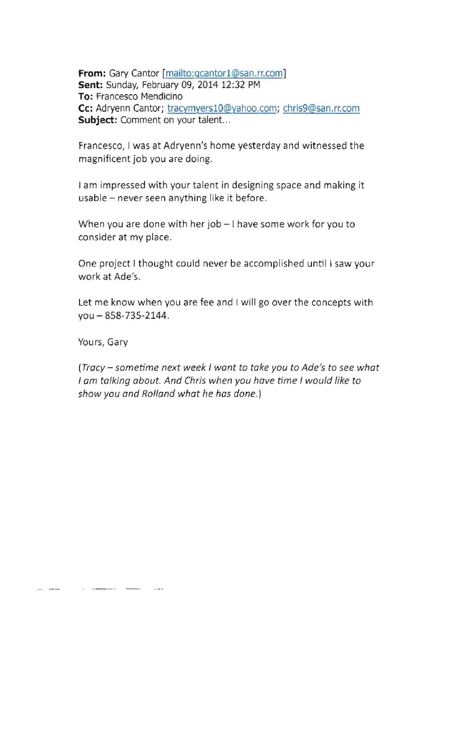**From:** Gary Cantor [mailto:gcantor1@san.rr.com]
**Sent:** Sunday, February 09, 2014 12:32 PM
**To:** Francesco Mendicino
**Cc:** Adryenn Cantor; tracymyers10@yahoo.com; chris9@san.rr.com
**Subject:** Comment on your talent...

Francesco, I was at Adryenn's home yesterday and witnessed the magnificent job you are doing.

I am impressed with your talent in designing space and making it usable – never seen anything like it before.

When you are done with her job – I have some work for you to consider at my place.

One project I thought could never be accomplished until I saw your work at Ade's.

Let me know when you are fee and I will go over the concepts with you – 858-735-2144.

Yours, Gary

*(Tracy – sometime next week I want to take you to Ade's to see what I am talking about. And Chris when you have time I would like to show you and Rolland what he has done.)*